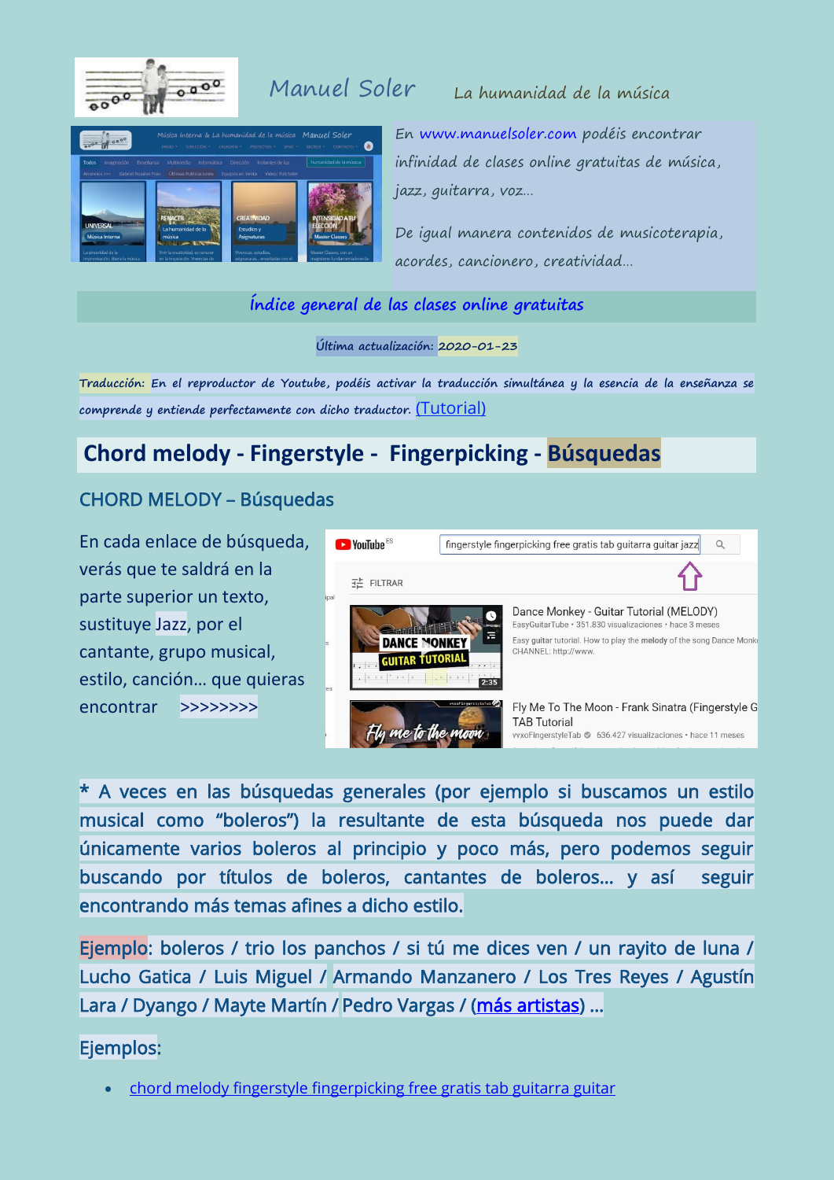Manuel Soler    La humanidad de la música

En www.manuelsoler.com podéis encontrar infinidad de clases online gratuitas de música, jazz, guitarra, voz…

De igual manera contenidos de musicoterapia, acordes, cancionero, creatividad…

Índice general de las clases online gratuitas

Última actualización: 2020-01-23

Traducción: En el reproductor de Youtube, podéis activar la traducción simultánea y la esencia de la enseñanza se comprende y entiende perfectamente con dicho traductor. (Tutorial)

# Chord melody - Fingerstyle - Fingerpicking - Búsquedas

## CHORD MELODY – Búsquedas

En cada enlace de búsqueda, verás que te saldrá en la parte superior un texto, sustituye Jazz, por el cantante, grupo musical, estilo, canción… que quieras encontrar >>>>>>>>

* A veces en las búsquedas generales (por ejemplo si buscamos un estilo musical como "boleros") la resultante de esta búsqueda nos puede dar únicamente varios boleros al principio y poco más, pero podemos seguir buscando por títulos de boleros, cantantes de boleros… y así seguir encontrando más temas afines a dicho estilo.

Ejemplo: boleros / trio los panchos / si tú me dices ven / un rayito de luna / Lucho Gatica / Luis Miguel / Armando Manzanero / Los Tres Reyes / Agustín Lara / Dyango / Mayte Martín / Pedro Vargas / (más artistas) …

Ejemplos:

- chord melody fingerstyle fingerpicking free gratis tab guitarra guitar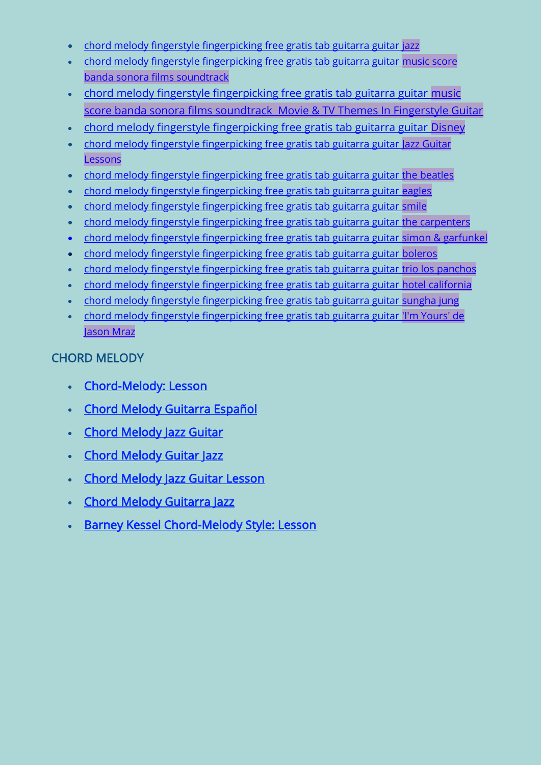- chord melody fingerstyle fingerpicking free gratis tab guitarra guitar jazz
- chord melody fingerstyle fingerpicking free gratis tab guitarra guitar music score banda sonora films soundtrack
- chord melody fingerstyle fingerpicking free gratis tab guitarra guitar music score banda sonora films soundtrack  Movie & TV Themes In Fingerstyle Guitar
- chord melody fingerstyle fingerpicking free gratis tab guitarra guitar Disney
- chord melody fingerstyle fingerpicking free gratis tab guitarra guitar Jazz Guitar Lessons
- chord melody fingerstyle fingerpicking free gratis tab guitarra guitar the beatles
- chord melody fingerstyle fingerpicking free gratis tab guitarra guitar eagles
- chord melody fingerstyle fingerpicking free gratis tab guitarra guitar smile
- chord melody fingerstyle fingerpicking free gratis tab guitarra guitar the carpenters
- chord melody fingerstyle fingerpicking free gratis tab guitarra guitar simon & garfunkel
- chord melody fingerstyle fingerpicking free gratis tab guitarra guitar boleros
- chord melody fingerstyle fingerpicking free gratis tab guitarra guitar trio los panchos
- chord melody fingerstyle fingerpicking free gratis tab guitarra guitar hotel california
- chord melody fingerstyle fingerpicking free gratis tab guitarra guitar sungha jung
- chord melody fingerstyle fingerpicking free gratis tab guitarra guitar 'I'm Yours' de Jason Mraz

## CHORD MELODY

- Chord-Melody: Lesson
- Chord Melody Guitarra Español
- Chord Melody Jazz Guitar
- Chord Melody Guitar Jazz
- Chord Melody Jazz Guitar Lesson
- Chord Melody Guitarra Jazz
- Barney Kessel Chord-Melody Style: Lesson